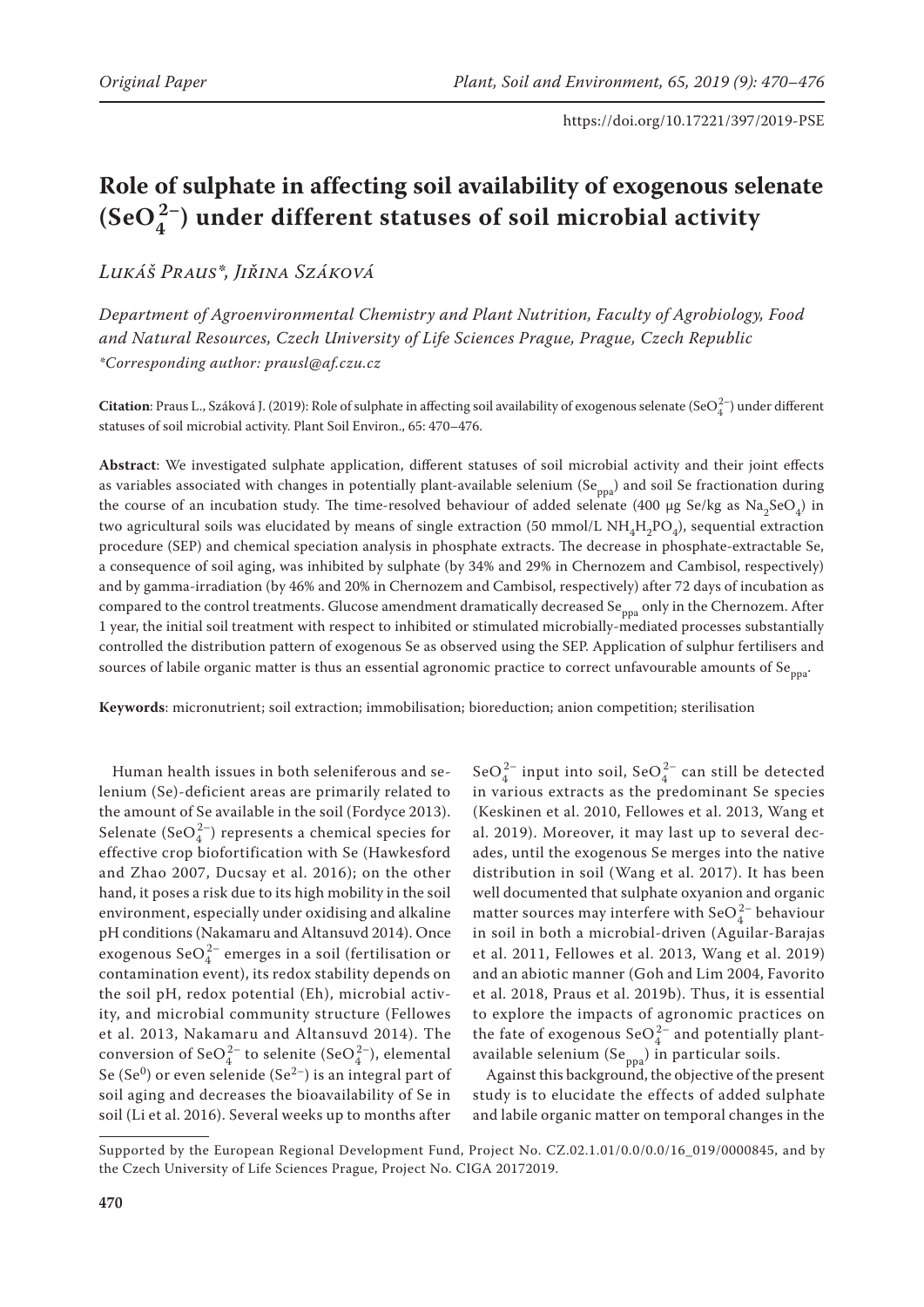# Role of sulphate in affecting soil availability of exogenous selenate ($SeO_4^{2-}$) under different statuses of soil microbial activity

*Lukáš Praus\*, Jiřina Száková*

*Department of Agroenvironmental Chemistry and Plant Nutrition, Faculty of Agrobiology, Food and Natural Resources, Czech University of Life Sciences Prague, Prague, Czech Republic*
*\*Corresponding author: prausl@af.czu.cz*

**Citation**: Praus L., Száková J. (2019): Role of sulphate in affecting soil availability of exogenous selenate ($SeO_4^{2-}$) under different statuses of soil microbial activity. Plant Soil Environ., 65: 470–476.

**Abstract**: We investigated sulphate application, different statuses of soil microbial activity and their joint effects as variables associated with changes in potentially plant-available selenium ($Se_{ppa}$) and soil Se fractionation during the course of an incubation study. The time-resolved behaviour of added selenate (400 μg Se/kg as $Na_2SeO_4$) in two agricultural soils was elucidated by means of single extraction (50 mmol/L $NH_4H_2PO_4$), sequential extraction procedure (SEP) and chemical speciation analysis in phosphate extracts. The decrease in phosphate-extractable Se, a consequence of soil aging, was inhibited by sulphate (by 34% and 29% in Chernozem and Cambisol, respectively) and by gamma-irradiation (by 46% and 20% in Chernozem and Cambisol, respectively) after 72 days of incubation as compared to the control treatments. Glucose amendment dramatically decreased $Se_{ppa}$ only in the Chernozem. After 1 year, the initial soil treatment with respect to inhibited or stimulated microbially-mediated processes substantially controlled the distribution pattern of exogenous Se as observed using the SEP. Application of sulphur fertilisers and sources of labile organic matter is thus an essential agronomic practice to correct unfavourable amounts of $Se_{ppa}$.

**Keywords**: micronutrient; soil extraction; immobilisation; bioreduction; anion competition; sterilisation

Human health issues in both seleniferous and selenium (Se)-deficient areas are primarily related to the amount of Se available in the soil (Fordyce 2013). Selenate ($SeO_4^{2-}$) represents a chemical species for effective crop biofortification with Se (Hawkesford and Zhao 2007, Ducsay et al. 2016); on the other hand, it poses a risk due to its high mobility in the soil environment, especially under oxidising and alkaline pH conditions (Nakamaru and Altansuvd 2014). Once exogenous $SeO_4^{2-}$ emerges in a soil (fertilisation or contamination event), its redox stability depends on the soil pH, redox potential (Eh), microbial activity, and microbial community structure (Fellowes et al. 2013, Nakamaru and Altansuvd 2014). The conversion of $SeO_4^{2-}$ to selenite ($SeO_3^{2-}$), elemental Se ($Se^0$) or even selenide ($Se^{2-}$) is an integral part of soil aging and decreases the bioavailability of Se in soil (Li et al. 2016). Several weeks up to months after $SeO_4^{2-}$ input into soil, $SeO_4^{2-}$ can still be detected in various extracts as the predominant Se species (Keskinen et al. 2010, Fellowes et al. 2013, Wang et al. 2019). Moreover, it may last up to several decades, until the exogenous Se merges into the native distribution in soil (Wang et al. 2017). It has been well documented that sulphate oxyanion and organic matter sources may interfere with $SeO_4^{2-}$ behaviour in soil in both a microbial-driven (Aguilar-Barajas et al. 2011, Fellowes et al. 2013, Wang et al. 2019) and an abiotic manner (Goh and Lim 2004, Favorito et al. 2018, Praus et al. 2019b). Thus, it is essential to explore the impacts of agronomic practices on the fate of exogenous $SeO_4^{2-}$ and potentially plant-available selenium ($Se_{ppa}$) in particular soils.

Against this background, the objective of the present study is to elucidate the effects of added sulphate and labile organic matter on temporal changes in the

Supported by the European Regional Development Fund, Project No. CZ.02.1.01/0.0/0.0/16_019/0000845, and by the Czech University of Life Sciences Prague, Project No. CIGA 20172019.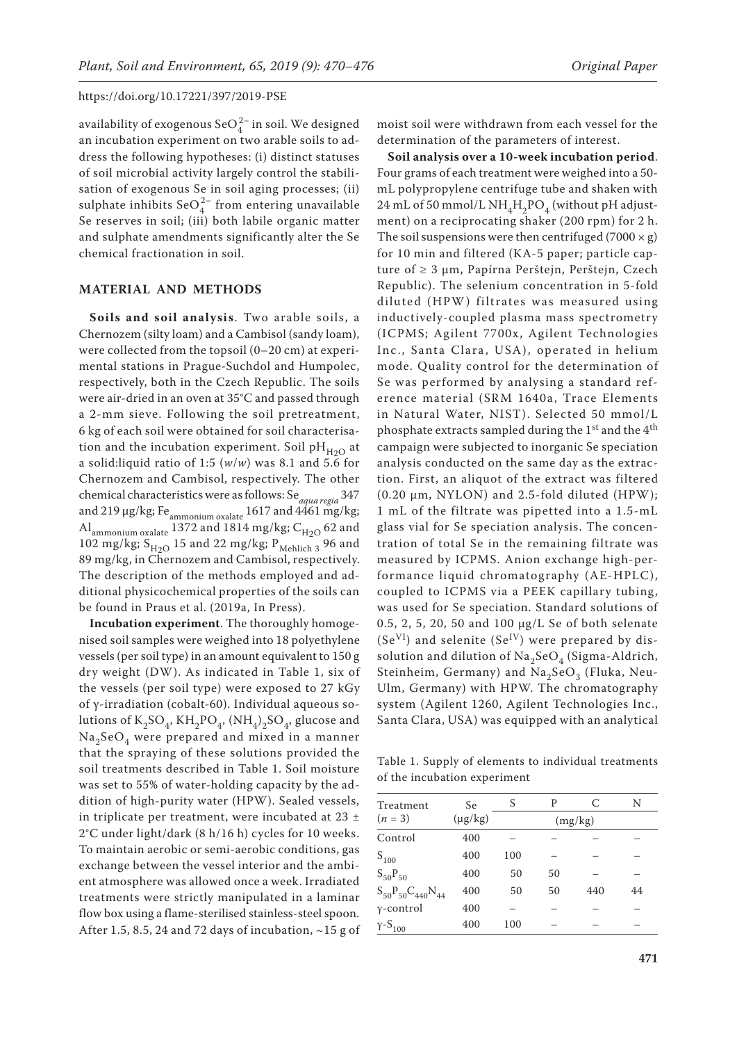availability of exogenous $SeO_4^{2-}$ in soil. We designed an incubation experiment on two arable soils to address the following hypotheses: (i) distinct statuses of soil microbial activity largely control the stabilisation of exogenous Se in soil aging processes; (ii) sulphate inhibits $SeO_4^{2-}$ from entering unavailable Se reserves in soil; (iii) both labile organic matter and sulphate amendments significantly alter the Se chemical fractionation in soil.

## MATERIAL AND METHODS

**Soils and soil analysis**. Two arable soils, a Chernozem (silty loam) and a Cambisol (sandy loam), were collected from the topsoil (0–20 cm) at experimental stations in Prague-Suchdol and Humpolec, respectively, both in the Czech Republic. The soils were air-dried in an oven at 35°C and passed through a 2-mm sieve. Following the soil pretreatment, 6 kg of each soil were obtained for soil characterisation and the incubation experiment. Soil $pH_{H_2O}$ at a solid:liquid ratio of 1:5 (*w/w*) was 8.1 and 5.6 for Chernozem and Cambisol, respectively. The other chemical characteristics were as follows: $Se_{aqua\ regia}$ 347 and 219 μg/kg; $Fe_{ammonium\ oxalate}$ 1617 and 4461 mg/kg; $Al_{ammonium\ oxalate}$ 1372 and 1814 mg/kg; $C_{H_2O}$ 62 and 102 mg/kg; $S_{H_2O}$ 15 and 22 mg/kg; $P_{Mehlich\ 3}$ 96 and 89 mg/kg, in Chernozem and Cambisol, respectively. The description of the methods employed and additional physicochemical properties of the soils can be found in Praus et al. (2019a, In Press).

**Incubation experiment**. The thoroughly homogenised soil samples were weighed into 18 polyethylene vessels (per soil type) in an amount equivalent to 150 g dry weight (DW). As indicated in Table 1, six of the vessels (per soil type) were exposed to 27 kGy of γ-irradiation (cobalt-60). Individual aqueous solutions of $K_2SO_4$, $KH_2PO_4$, $(NH_4)_2SO_4$, glucose and $Na_2SeO_4$ were prepared and mixed in a manner that the spraying of these solutions provided the soil treatments described in Table 1. Soil moisture was set to 55% of water-holding capacity by the addition of high-purity water (HPW). Sealed vessels, in triplicate per treatment, were incubated at 23 ± 2°C under light/dark (8 h/16 h) cycles for 10 weeks. To maintain aerobic or semi-aerobic conditions, gas exchange between the vessel interior and the ambient atmosphere was allowed once a week. Irradiated treatments were strictly manipulated in a laminar flow box using a flame-sterilised stainless-steel spoon. After 1.5, 8.5, 24 and 72 days of incubation, ~15 g of moist soil were withdrawn from each vessel for the determination of the parameters of interest.

**Soil analysis over a 10-week incubation period**. Four grams of each treatment were weighed into a 50-mL polypropylene centrifuge tube and shaken with 24 mL of 50 mmol/L $NH_4H_2PO_4$ (without pH adjustment) on a reciprocating shaker (200 rpm) for 2 h. The soil suspensions were then centrifuged (7000 × g) for 10 min and filtered (KA-5 paper; particle capture of ≥ 3 μm, Papírna Perštejn, Perštejn, Czech Republic). The selenium concentration in 5-fold diluted (HPW) filtrates was measured using inductively-coupled plasma mass spectrometry (ICPMS; Agilent 7700x, Agilent Technologies Inc., Santa Clara, USA), operated in helium mode. Quality control for the determination of Se was performed by analysing a standard reference material (SRM 1640a, Trace Elements in Natural Water, NIST). Selected 50 mmol/L phosphate extracts sampled during the 1[st] and the 4[th] campaign were subjected to inorganic Se speciation analysis conducted on the same day as the extraction. First, an aliquot of the extract was filtered (0.20 μm, NYLON) and 2.5-fold diluted (HPW); 1 mL of the filtrate was pipetted into a 1.5-mL glass vial for Se speciation analysis. The concentration of total Se in the remaining filtrate was measured by ICPMS. Anion exchange high-performance liquid chromatography (AE-HPLC), coupled to ICPMS via a PEEK capillary tubing, was used for Se speciation. Standard solutions of 0.5, 2, 5, 20, 50 and 100 μg/L Se of both selenate ($Se^{VI}$) and selenite ($Se^{IV}$) were prepared by dissolution and dilution of $Na_2SeO_4$ (Sigma-Aldrich, Steinheim, Germany) and $Na_2SeO_3$ (Fluka, Neu-Ulm, Germany) with HPW. The chromatography system (Agilent 1260, Agilent Technologies Inc., Santa Clara, USA) was equipped with an analytical

Table 1. Supply of elements to individual treatments of the incubation experiment

| Treatment ($n$ = 3) | Se (μg/kg) | S | P | C | N |
|---|---|---|---|---|---|
| | | (mg/kg) | | | |
| Control | 400 | – | – | – | – |
| $S_{100}$ | 400 | 100 | – | – | – |
| $S_{50}P_{50}$ | 400 | 50 | 50 | – | – |
| $S_{50}P_{50}C_{440}N_{44}$ | 400 | 50 | 50 | 440 | 44 |
| γ-control | 400 | – | – | – | – |
| γ-$S_{100}$ | 400 | 100 | – | – | – |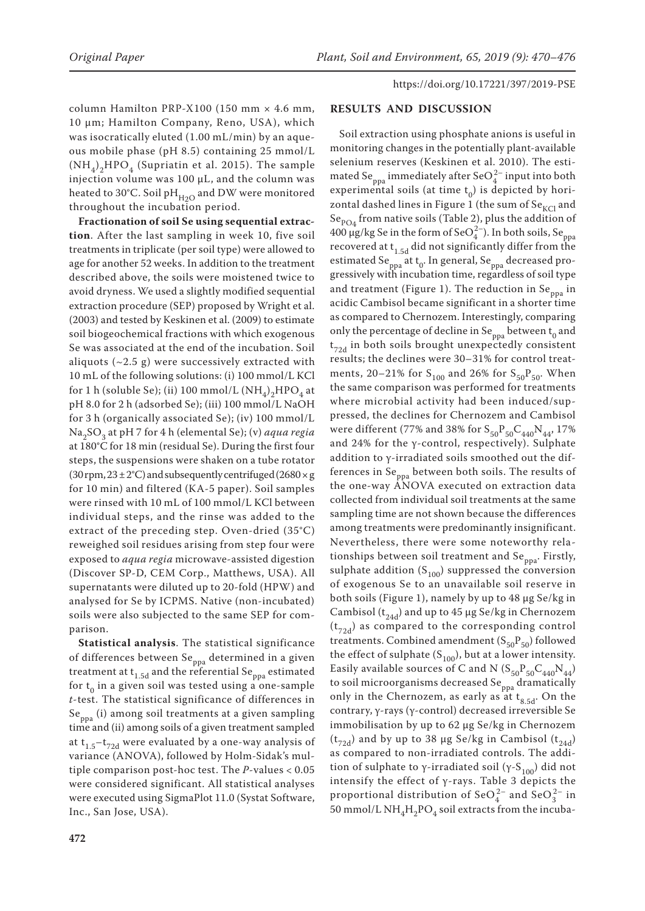column Hamilton PRP-X100 (150 mm × 4.6 mm, 10 µm; Hamilton Company, Reno, USA), which was isocratically eluted (1.00 mL/min) by an aqueous mobile phase (pH 8.5) containing 25 mmol/L $(NH_4)_2HPO_4$ (Supriatin et al. 2015). The sample injection volume was 100 µL, and the column was heated to 30°C. Soil $pH_{H_2O}$ and DW were monitored throughout the incubation period.

**Fractionation of soil Se using sequential extraction**. After the last sampling in week 10, five soil treatments in triplicate (per soil type) were allowed to age for another 52 weeks. In addition to the treatment described above, the soils were moistened twice to avoid dryness. We used a slightly modified sequential extraction procedure (SEP) proposed by Wright et al. (2003) and tested by Keskinen et al. (2009) to estimate soil biogeochemical fractions with which exogenous Se was associated at the end of the incubation. Soil aliquots (~2.5 g) were successively extracted with 10 mL of the following solutions: (i) 100 mmol/L KCl for 1 h (soluble Se); (ii) 100 mmol/L $(NH_4)_2HPO_4$ at pH 8.0 for 2 h (adsorbed Se); (iii) 100 mmol/L NaOH for 3 h (organically associated Se); (iv) 100 mmol/L $Na_2SO_3$ at pH 7 for 4 h (elemental Se); (v) *aqua regia* at 180°C for 18 min (residual Se). During the first four steps, the suspensions were shaken on a tube rotator (30 rpm, 23 ± 2°C) and subsequently centrifuged (2680 × g for 10 min) and filtered (KA-5 paper). Soil samples were rinsed with 10 mL of 100 mmol/L KCl between individual steps, and the rinse was added to the extract of the preceding step. Oven-dried (35°C) reweighed soil residues arising from step four were exposed to *aqua regia* microwave-assisted digestion (Discover SP-D, CEM Corp., Matthews, USA). All supernatants were diluted up to 20-fold (HPW) and analysed for Se by ICPMS. Native (non-incubated) soils were also subjected to the same SEP for comparison.

**Statistical analysis**. The statistical significance of differences between $Se_{ppa}$ determined in a given treatment at $t_{1.5d}$ and the referential $Se_{ppa}$ estimated for $t_0$ in a given soil was tested using a one-sample *t*-test. The statistical significance of differences in $Se_{ppa}$ (i) among soil treatments at a given sampling time and (ii) among soils of a given treatment sampled at $t_{1.5}$–$t_{72d}$ were evaluated by a one-way analysis of variance (ANOVA), followed by Holm-Sidak's multiple comparison post-hoc test. The *P*-values < 0.05 were considered significant. All statistical analyses were executed using SigmaPlot 11.0 (Systat Software, Inc., San Jose, USA).

## RESULTS AND DISCUSSION

Soil extraction using phosphate anions is useful in monitoring changes in the potentially plant-available selenium reserves (Keskinen et al. 2010). The estimated $Se_{ppa}$ immediately after $SeO_4^{2-}$ input into both experimental soils (at time $t_0$) is depicted by horizontal dashed lines in Figure 1 (the sum of $Se_{KCl}$ and $Se_{PO_4}$ from native soils (Table 2), plus the addition of 400 µg/kg Se in the form of $SeO_4^{2-}$). In both soils, $Se_{ppa}$ recovered at $t_{1.5d}$ did not significantly differ from the estimated $Se_{ppa}$ at $t_0$. In general, $Se_{ppa}$ decreased progressively with incubation time, regardless of soil type and treatment (Figure 1). The reduction in $Se_{ppa}$ in acidic Cambisol became significant in a shorter time as compared to Chernozem. Interestingly, comparing only the percentage of decline in $Se_{ppa}$ between $t_0$ and $t_{72d}$ in both soils brought unexpectedly consistent results; the declines were 30–31% for control treatments, 20–21% for $S_{100}$ and 26% for $S_{50}P_{50}$. When the same comparison was performed for treatments where microbial activity had been induced/suppressed, the declines for Chernozem and Cambisol were different (77% and 38% for $S_{50}P_{50}C_{440}N_{44}$, 17% and 24% for the γ-control, respectively). Sulphate addition to γ-irradiated soils smoothed out the differences in $Se_{ppa}$ between both soils. The results of the one-way ANOVA executed on extraction data collected from individual soil treatments at the same sampling time are not shown because the differences among treatments were predominantly insignificant. Nevertheless, there were some noteworthy relationships between soil treatment and $Se_{ppa}$. Firstly, sulphate addition ($S_{100}$) suppressed the conversion of exogenous Se to an unavailable soil reserve in both soils (Figure 1), namely by up to 48 µg Se/kg in Cambisol ($t_{24d}$) and up to 45 µg Se/kg in Chernozem ($t_{72d}$) as compared to the corresponding control treatments. Combined amendment ($S_{50}P_{50}$) followed the effect of sulphate ($S_{100}$), but at a lower intensity. Easily available sources of C and N ($S_{50}P_{50}C_{440}N_{44}$) to soil microorganisms decreased $Se_{ppa}$ dramatically only in the Chernozem, as early as at $t_{8.5d}$. On the contrary, γ-rays (γ-control) decreased irreversible Se immobilisation by up to 62 µg Se/kg in Chernozem ($t_{72d}$) and by up to 38 µg Se/kg in Cambisol ($t_{24d}$) as compared to non-irradiated controls. The addition of sulphate to γ-irradiated soil (γ-$S_{100}$) did not intensify the effect of γ-rays. Table 3 depicts the proportional distribution of $SeO_4^{2-}$ and $SeO_3^{2-}$ in 50 mmol/L $NH_4H_2PO_4$ soil extracts from the incuba-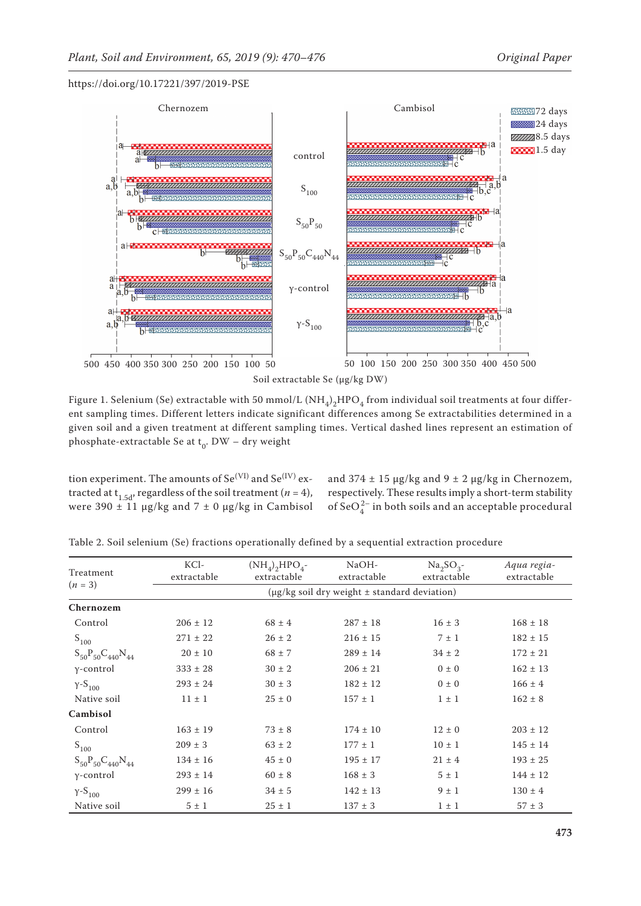https://doi.org/10.17221/397/2019-PSE

Figure 1. Selenium (Se) extractable with 50 mmol/L $(NH_4)_2HPO_4$ from individual soil treatments at four different sampling times. Different letters indicate significant differences among Se extractabilities determined in a given soil and a given treatment at different sampling times. Vertical dashed lines represent an estimation of phosphate-extractable Se at $t_0$. DW – dry weight

tion experiment. The amounts of $Se^{(VI)}$ and $Se^{(IV)}$ extracted at $t_{1.5d}$, regardless of the soil treatment ($n = 4$), were 390 ± 11 μg/kg and 7 ± 0 μg/kg in Cambisol and 374 ± 15 μg/kg and 9 ± 2 μg/kg in Chernozem, respectively. These results imply a short-term stability of $SeO_4^{2-}$ in both soils and an acceptable procedural

Table 2. Soil selenium (Se) fractions operationally defined by a sequential extraction procedure

| Treatment ($n = 3$) | KCl-extractable | $(NH_4)_2HPO_4$-extractable | NaOH-extractable | $Na_2SO_3$-extractable | *Aqua regia*-extractable |
|---|---|---|---|---|---|
| | (μg/kg soil dry weight ± standard deviation) | | | | |
| **Chernozem** | | | | | |
| Control | 206 ± 12 | 68 ± 4 | 287 ± 18 | 16 ± 3 | 168 ± 18 |
| $S_{100}$ | 271 ± 22 | 26 ± 2 | 216 ± 15 | 7 ± 1 | 182 ± 15 |
| $S_{50}P_{50}C_{440}N_{44}$ | 20 ± 10 | 68 ± 7 | 289 ± 14 | 34 ± 2 | 172 ± 21 |
| γ-control | 333 ± 28 | 30 ± 2 | 206 ± 21 | 0 ± 0 | 162 ± 13 |
| γ-$S_{100}$ | 293 ± 24 | 30 ± 3 | 182 ± 12 | 0 ± 0 | 166 ± 4 |
| Native soil | 11 ± 1 | 25 ± 0 | 157 ± 1 | 1 ± 1 | 162 ± 8 |
| **Cambisol** | | | | | |
| Control | 163 ± 19 | 73 ± 8 | 174 ± 10 | 12 ± 0 | 203 ± 12 |
| $S_{100}$ | 209 ± 3 | 63 ± 2 | 177 ± 1 | 10 ± 1 | 145 ± 14 |
| $S_{50}P_{50}C_{440}N_{44}$ | 134 ± 16 | 45 ± 0 | 195 ± 17 | 21 ± 4 | 193 ± 25 |
| γ-control | 293 ± 14 | 60 ± 8 | 168 ± 3 | 5 ± 1 | 144 ± 12 |
| γ-$S_{100}$ | 299 ± 16 | 34 ± 5 | 142 ± 13 | 9 ± 1 | 130 ± 4 |
| Native soil | 5 ± 1 | 25 ± 1 | 137 ± 3 | 1 ± 1 | 57 ± 3 |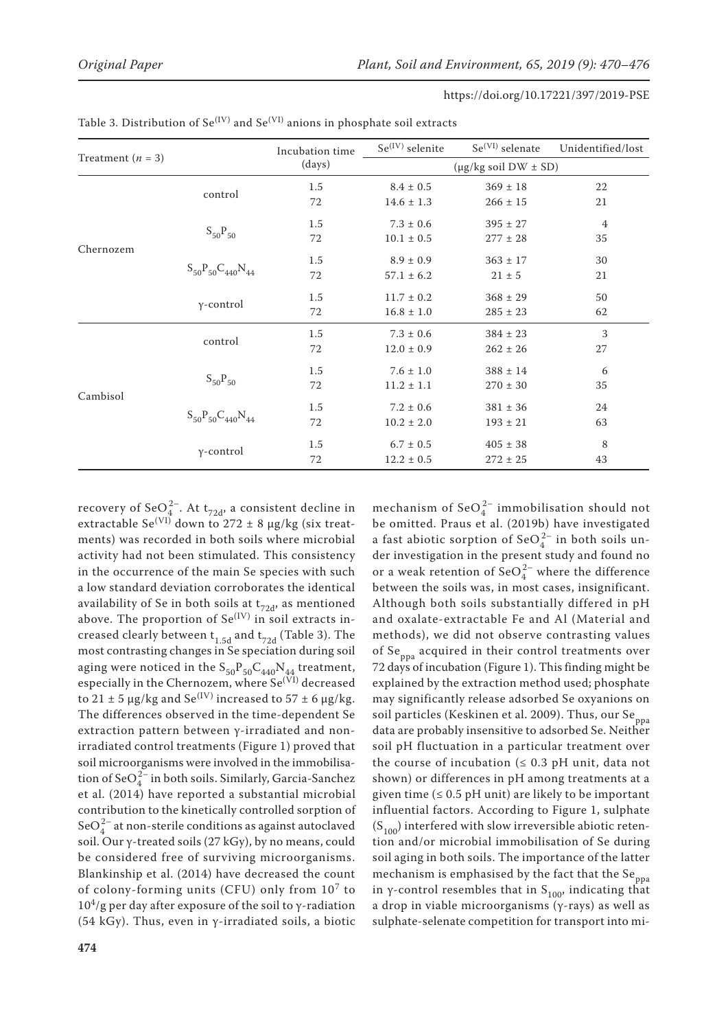Table 3. Distribution of $Se^{(IV)}$ and $Se^{(VI)}$ anions in phosphate soil extracts

| Treatment ($n$ = 3) | | Incubation time (days) | $Se^{(IV)}$ selenite | $Se^{(VI)}$ selenate | Unidentified/lost |
|---|---|---|---|---|---|
| | | | (μg/kg soil DW ± SD) | | |
| Chernozem | control | 1.5 | 8.4 ± 0.5 | 369 ± 18 | 22 |
| | | 72 | 14.6 ± 1.3 | 266 ± 15 | 21 |
| | $S_{50}P_{50}$ | 1.5 | 7.3 ± 0.6 | 395 ± 27 | 4 |
| | | 72 | 10.1 ± 0.5 | 277 ± 28 | 35 |
| | $S_{50}P_{50}C_{440}N_{44}$ | 1.5 | 8.9 ± 0.9 | 363 ± 17 | 30 |
| | | 72 | 57.1 ± 6.2 | 21 ± 5 | 21 |
| | γ-control | 1.5 | 11.7 ± 0.2 | 368 ± 29 | 50 |
| | | 72 | 16.8 ± 1.0 | 285 ± 23 | 62 |
| Cambisol | control | 1.5 | 7.3 ± 0.6 | 384 ± 23 | 3 |
| | | 72 | 12.0 ± 0.9 | 262 ± 26 | 27 |
| | $S_{50}P_{50}$ | 1.5 | 7.6 ± 1.0 | 388 ± 14 | 6 |
| | | 72 | 11.2 ± 1.1 | 270 ± 30 | 35 |
| | $S_{50}P_{50}C_{440}N_{44}$ | 1.5 | 7.2 ± 0.6 | 381 ± 36 | 24 |
| | | 72 | 10.2 ± 2.0 | 193 ± 21 | 63 |
| | γ-control | 1.5 | 6.7 ± 0.5 | 405 ± 38 | 8 |
| | | 72 | 12.2 ± 0.5 | 272 ± 25 | 43 |

recovery of $SeO_4^{2-}$. At $t_{72d}$, a consistent decline in extractable $Se^{(VI)}$ down to 272 ± 8 μg/kg (six treatments) was recorded in both soils where microbial activity had not been stimulated. This consistency in the occurrence of the main Se species with such a low standard deviation corroborates the identical availability of Se in both soils at $t_{72d}$, as mentioned above. The proportion of $Se^{(IV)}$ in soil extracts increased clearly between $t_{1.5d}$ and $t_{72d}$ (Table 3). The most contrasting changes in Se speciation during soil aging were noticed in the $S_{50}P_{50}C_{440}N_{44}$ treatment, especially in the Chernozem, where $Se^{(VI)}$ decreased to 21 ± 5 μg/kg and $Se^{(IV)}$ increased to 57 ± 6 μg/kg. The differences observed in the time-dependent Se extraction pattern between γ-irradiated and non-irradiated control treatments (Figure 1) proved that soil microorganisms were involved in the immobilisation of $SeO_4^{2-}$ in both soils. Similarly, Garcia-Sanchez et al. (2014) have reported a substantial microbial contribution to the kinetically controlled sorption of $SeO_4^{2-}$ at non-sterile conditions as against autoclaved soil. Our γ-treated soils (27 kGy), by no means, could be considered free of surviving microorganisms. Blankinship et al. (2014) have decreased the count of colony-forming units (CFU) only from $10^7$ to $10^4$/g per day after exposure of the soil to γ-radiation (54 kGy). Thus, even in γ-irradiated soils, a biotic mechanism of $SeO_4^{2-}$ immobilisation should not be omitted. Praus et al. (2019b) have investigated a fast abiotic sorption of $SeO_4^{2-}$ in both soils under investigation in the present study and found no or a weak retention of $SeO_4^{2-}$ where the difference between the soils was, in most cases, insignificant. Although both soils substantially differed in pH and oxalate-extractable Fe and Al (Material and methods), we did not observe contrasting values of $Se_{ppa}$ acquired in their control treatments over 72 days of incubation (Figure 1). This finding might be explained by the extraction method used; phosphate may significantly release adsorbed Se oxyanions on soil particles (Keskinen et al. 2009). Thus, our $Se_{ppa}$ data are probably insensitive to adsorbed Se. Neither soil pH fluctuation in a particular treatment over the course of incubation (≤ 0.3 pH unit, data not shown) or differences in pH among treatments at a given time (≤ 0.5 pH unit) are likely to be important influential factors. According to Figure 1, sulphate ($S_{100}$) interfered with slow irreversible abiotic retention and/or microbial immobilisation of Se during soil aging in both soils. The importance of the latter mechanism is emphasised by the fact that the $Se_{ppa}$ in γ-control resembles that in $S_{100}$, indicating that a drop in viable microorganisms (γ-rays) as well as sulphate-selenate competition for transport into mi-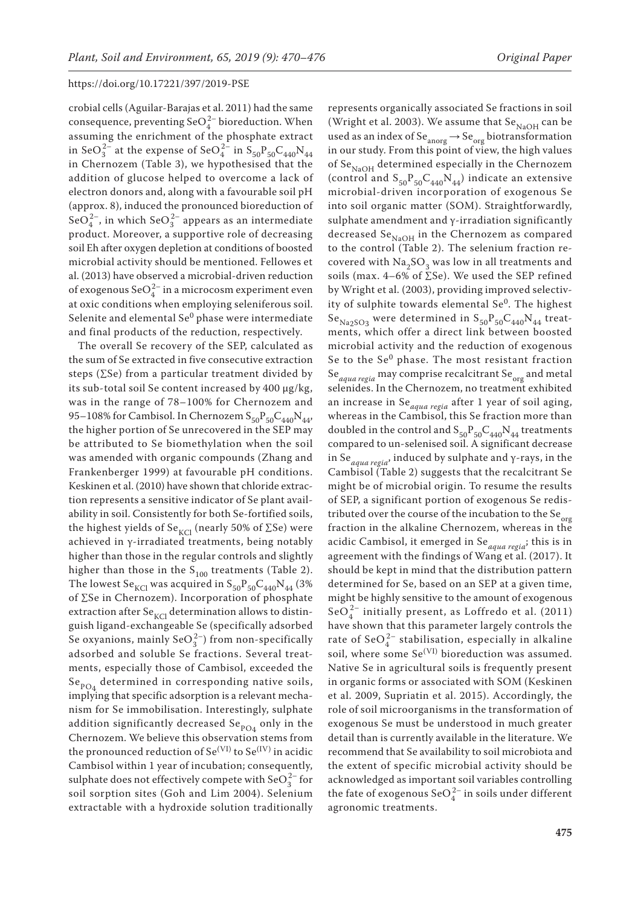crobial cells (Aguilar-Barajas et al. 2011) had the same consequence, preventing $SeO_4^{2-}$ bioreduction. When assuming the enrichment of the phosphate extract in $SeO_3^{2-}$ at the expense of $SeO_4^{2-}$ in $S_{50}P_{50}C_{440}N_{44}$ in Chernozem (Table 3), we hypothesised that the addition of glucose helped to overcome a lack of electron donors and, along with a favourable soil pH (approx. 8), induced the pronounced bioreduction of $SeO_4^{2-}$, in which $SeO_3^{2-}$ appears as an intermediate product. Moreover, a supportive role of decreasing soil Eh after oxygen depletion at conditions of boosted microbial activity should be mentioned. Fellowes et al. (2013) have observed a microbial-driven reduction of exogenous $SeO_4^{2-}$ in a microcosm experiment even at oxic conditions when employing seleniferous soil. Selenite and elemental $Se^0$ phase were intermediate and final products of the reduction, respectively.

The overall Se recovery of the SEP, calculated as the sum of Se extracted in five consecutive extraction steps (∑Se) from a particular treatment divided by its sub-total soil Se content increased by 400 μg/kg, was in the range of 78–100% for Chernozem and 95–108% for Cambisol. In Chernozem $S_{50}P_{50}C_{440}N_{44}$, the higher portion of Se unrecovered in the SEP may be attributed to Se biomethylation when the soil was amended with organic compounds (Zhang and Frankenberger 1999) at favourable pH conditions. Keskinen et al. (2010) have shown that chloride extraction represents a sensitive indicator of Se plant availability in soil. Consistently for both Se-fortified soils, the highest yields of $Se_{KCl}$ (nearly 50% of ∑Se) were achieved in γ-irradiated treatments, being notably higher than those in the regular controls and slightly higher than those in the $S_{100}$ treatments (Table 2). The lowest $Se_{KCl}$ was acquired in $S_{50}P_{50}C_{440}N_{44}$ (3% of ∑Se in Chernozem). Incorporation of phosphate extraction after $Se_{KCl}$ determination allows to distinguish ligand-exchangeable Se (specifically adsorbed Se oxyanions, mainly $SeO_3^{2-}$) from non-specifically adsorbed and soluble Se fractions. Several treatments, especially those of Cambisol, exceeded the $Se_{PO_4}$ determined in corresponding native soils, implying that specific adsorption is a relevant mechanism for Se immobilisation. Interestingly, sulphate addition significantly decreased $Se_{PO_4}$ only in the Chernozem. We believe this observation stems from the pronounced reduction of $Se^{(VI)}$ to $Se^{(IV)}$ in acidic Cambisol within 1 year of incubation; consequently, sulphate does not effectively compete with $SeO_3^{2-}$ for soil sorption sites (Goh and Lim 2004). Selenium extractable with a hydroxide solution traditionally represents organically associated Se fractions in soil (Wright et al. 2003). We assume that $Se_{NaOH}$ can be used as an index of $Se_{anorg} \rightarrow Se_{org}$ biotransformation in our study. From this point of view, the high values of $Se_{NaOH}$ determined especially in the Chernozem (control and $S_{50}P_{50}C_{440}N_{44}$) indicate an extensive microbial-driven incorporation of exogenous Se into soil organic matter (SOM). Straightforwardly, sulphate amendment and γ-irradiation significantly decreased $Se_{NaOH}$ in the Chernozem as compared to the control (Table 2). The selenium fraction recovered with $Na_2SO_3$ was low in all treatments and soils (max. 4–6% of ∑Se). We used the SEP refined by Wright et al. (2003), providing improved selectivity of sulphite towards elemental $Se^0$. The highest $Se_{Na_2SO_3}$ were determined in $S_{50}P_{50}C_{440}N_{44}$ treatments, which offer a direct link between boosted microbial activity and the reduction of exogenous Se to the $Se^0$ phase. The most resistant fraction $Se_{aqua\ regia}$ may comprise recalcitrant $Se_{org}$ and metal selenides. In the Chernozem, no treatment exhibited an increase in $Se_{aqua\ regia}$ after 1 year of soil aging, whereas in the Cambisol, this Se fraction more than doubled in the control and $S_{50}P_{50}C_{440}N_{44}$ treatments compared to un-selenised soil. A significant decrease in $Se_{aqua\ regia}$, induced by sulphate and γ-rays, in the Cambisol (Table 2) suggests that the recalcitrant Se might be of microbial origin. To resume the results of SEP, a significant portion of exogenous Se redistributed over the course of the incubation to the $Se_{org}$ fraction in the alkaline Chernozem, whereas in the acidic Cambisol, it emerged in $Se_{aqua\ regia}$; this is in agreement with the findings of Wang et al. (2017). It should be kept in mind that the distribution pattern determined for Se, based on an SEP at a given time, might be highly sensitive to the amount of exogenous $SeO_4^{2-}$ initially present, as Loffredo et al. (2011) have shown that this parameter largely controls the rate of $SeO_4^{2-}$ stabilisation, especially in alkaline soil, where some $Se^{(VI)}$ bioreduction was assumed. Native Se in agricultural soils is frequently present in organic forms or associated with SOM (Keskinen et al. 2009, Supriatin et al. 2015). Accordingly, the role of soil microorganisms in the transformation of exogenous Se must be understood in much greater detail than is currently available in the literature. We recommend that Se availability to soil microbiota and the extent of specific microbial activity should be acknowledged as important soil variables controlling the fate of exogenous $SeO_4^{2-}$ in soils under different agronomic treatments.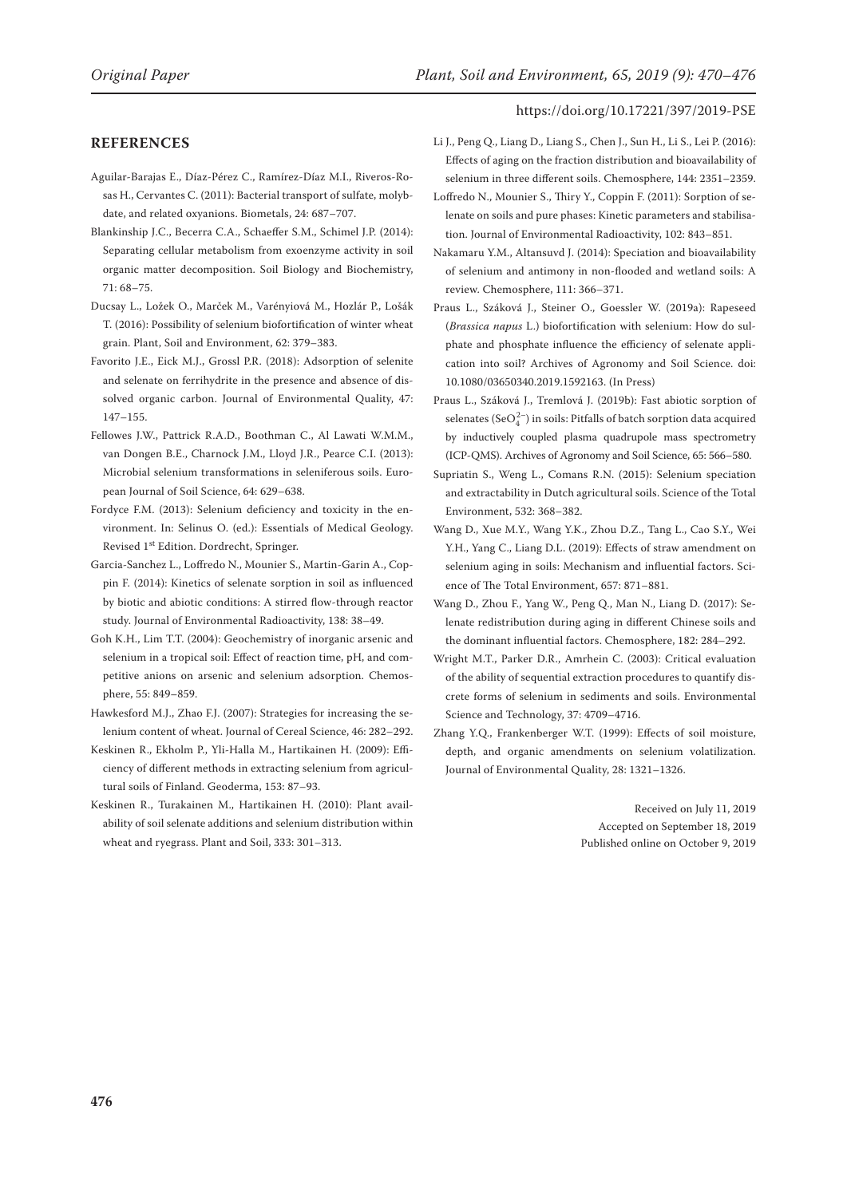## REFERENCES

Aguilar-Barajas E., Díaz-Pérez C., Ramírez-Díaz M.I., Riveros-Rosas H., Cervantes C. (2011): Bacterial transport of sulfate, molybdate, and related oxyanions. Biometals, 24: 687–707.

Blankinship J.C., Becerra C.A., Schaeffer S.M., Schimel J.P. (2014): Separating cellular metabolism from exoenzyme activity in soil organic matter decomposition. Soil Biology and Biochemistry, 71: 68–75.

Ducsay L., Ložek O., Marček M., Varényiová M., Hozlár P., Lošák T. (2016): Possibility of selenium biofortification of winter wheat grain. Plant, Soil and Environment, 62: 379–383.

Favorito J.E., Eick M.J., Grossl P.R. (2018): Adsorption of selenite and selenate on ferrihydrite in the presence and absence of dissolved organic carbon. Journal of Environmental Quality, 47: 147–155.

Fellowes J.W., Pattrick R.A.D., Boothman C., Al Lawati W.M.M., van Dongen B.E., Charnock J.M., Lloyd J.R., Pearce C.I. (2013): Microbial selenium transformations in seleniferous soils. European Journal of Soil Science, 64: 629–638.

Fordyce F.M. (2013): Selenium deficiency and toxicity in the environment. In: Selinus O. (ed.): Essentials of Medical Geology. Revised 1st Edition. Dordrecht, Springer.

Garcia-Sanchez L., Loffredo N., Mounier S., Martin-Garin A., Coppin F. (2014): Kinetics of selenate sorption in soil as influenced by biotic and abiotic conditions: A stirred flow-through reactor study. Journal of Environmental Radioactivity, 138: 38–49.

Goh K.H., Lim T.T. (2004): Geochemistry of inorganic arsenic and selenium in a tropical soil: Effect of reaction time, pH, and competitive anions on arsenic and selenium adsorption. Chemosphere, 55: 849–859.

Hawkesford M.J., Zhao F.J. (2007): Strategies for increasing the selenium content of wheat. Journal of Cereal Science, 46: 282–292.

Keskinen R., Ekholm P., Yli-Halla M., Hartikainen H. (2009): Efficiency of different methods in extracting selenium from agricultural soils of Finland. Geoderma, 153: 87–93.

Keskinen R., Turakainen M., Hartikainen H. (2010): Plant availability of soil selenate additions and selenium distribution within wheat and ryegrass. Plant and Soil, 333: 301–313.

Li J., Peng Q., Liang D., Liang S., Chen J., Sun H., Li S., Lei P. (2016): Effects of aging on the fraction distribution and bioavailability of selenium in three different soils. Chemosphere, 144: 2351–2359.

Loffredo N., Mounier S., Thiry Y., Coppin F. (2011): Sorption of selenate on soils and pure phases: Kinetic parameters and stabilisation. Journal of Environmental Radioactivity, 102: 843–851.

Nakamaru Y.M., Altansuvd J. (2014): Speciation and bioavailability of selenium and antimony in non-flooded and wetland soils: A review. Chemosphere, 111: 366–371.

Praus L., Száková J., Steiner O., Goessler W. (2019a): Rapeseed (*Brassica napus* L.) biofortification with selenium: How do sulphate and phosphate influence the efficiency of selenate application into soil? Archives of Agronomy and Soil Science. doi: 10.1080/03650340.2019.1592163. (In Press)

Praus L., Száková J., Tremlová J. (2019b): Fast abiotic sorption of selenates ($SeO_4^{2-}$) in soils: Pitfalls of batch sorption data acquired by inductively coupled plasma quadrupole mass spectrometry (ICP-QMS). Archives of Agronomy and Soil Science, 65: 566–580.

Supriatin S., Weng L., Comans R.N. (2015): Selenium speciation and extractability in Dutch agricultural soils. Science of the Total Environment, 532: 368–382.

Wang D., Xue M.Y., Wang Y.K., Zhou D.Z., Tang L., Cao S.Y., Wei Y.H., Yang C., Liang D.L. (2019): Effects of straw amendment on selenium aging in soils: Mechanism and influential factors. Science of The Total Environment, 657: 871–881.

Wang D., Zhou F., Yang W., Peng Q., Man N., Liang D. (2017): Selenate redistribution during aging in different Chinese soils and the dominant influential factors. Chemosphere, 182: 284–292.

Wright M.T., Parker D.R., Amrhein C. (2003): Critical evaluation of the ability of sequential extraction procedures to quantify discrete forms of selenium in sediments and soils. Environmental Science and Technology, 37: 4709–4716.

Zhang Y.Q., Frankenberger W.T. (1999): Effects of soil moisture, depth, and organic amendments on selenium volatilization. Journal of Environmental Quality, 28: 1321–1326.

Received on July 11, 2019
Accepted on September 18, 2019
Published online on October 9, 2019